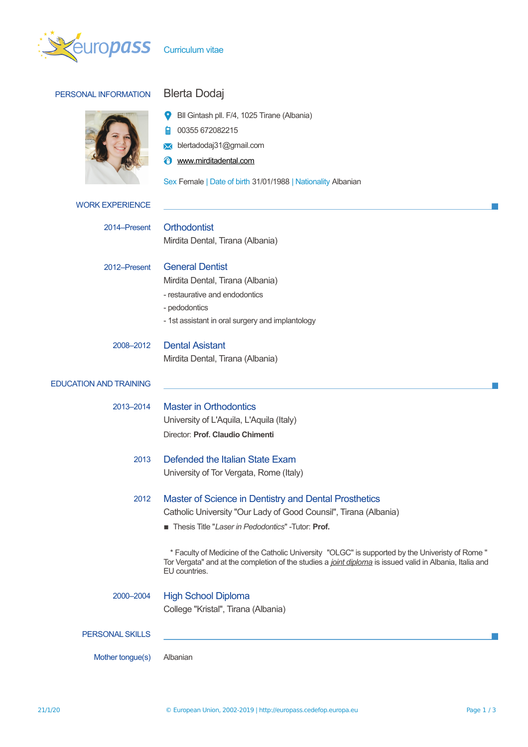europass Curriculum vitae

## PERSONAL INFORMATION

# Blerta Dodaj

- Bll Gintash pll. F/4, 1025 Tirane (Albania)
- 00355 672082215
- blertadodaj31@gmail.com
- www.mirditadental.com

Sex Female | Date of birth 31/01/1988 | Nationality Albanian

## WORK EXPERIENCE

**2014–Present**

### Orthodontist

Mirdita Dental, Tirana (Albania)

**2012–Present**

### General Dentist

Mirdita Dental, Tirana (Albania)

- restaurative and endodontics
- pedodontics
- 1st assistant in oral surgery and implantology

**2008–2012**

### Dental Asistant

Mirdita Dental, Tirana (Albania)

## EDUCATION AND TRAINING

**2013–2014**

### Master in Orthodontics

University of L'Aquila, L'Aquila (Italy)

Director: **Prof. Claudio Chimenti**

**2013**

### Defended the Italian State Exam

University of Tor Vergata, Rome (Italy)

**2012**

### Master of Science in Dentistry and Dental Prosthetics

Catholic University "Our Lady of Good Counsil", Tirana (Albania)

- Thesis Title "*Laser in Pedodontics*" -Tutor: **Prof.**

* Faculty of Medicine of the Catholic University "OLGC" is supported by the Univeristy of Rome " Tor Vergata" and at the completion of the studies a *joint diploma* is issued valid in Albania, Italia and EU countries.

**2000–2004**

### High School Diploma

College "Kristal", Tirana (Albania)

## PERSONAL SKILLS

Mother tongue(s) Albanian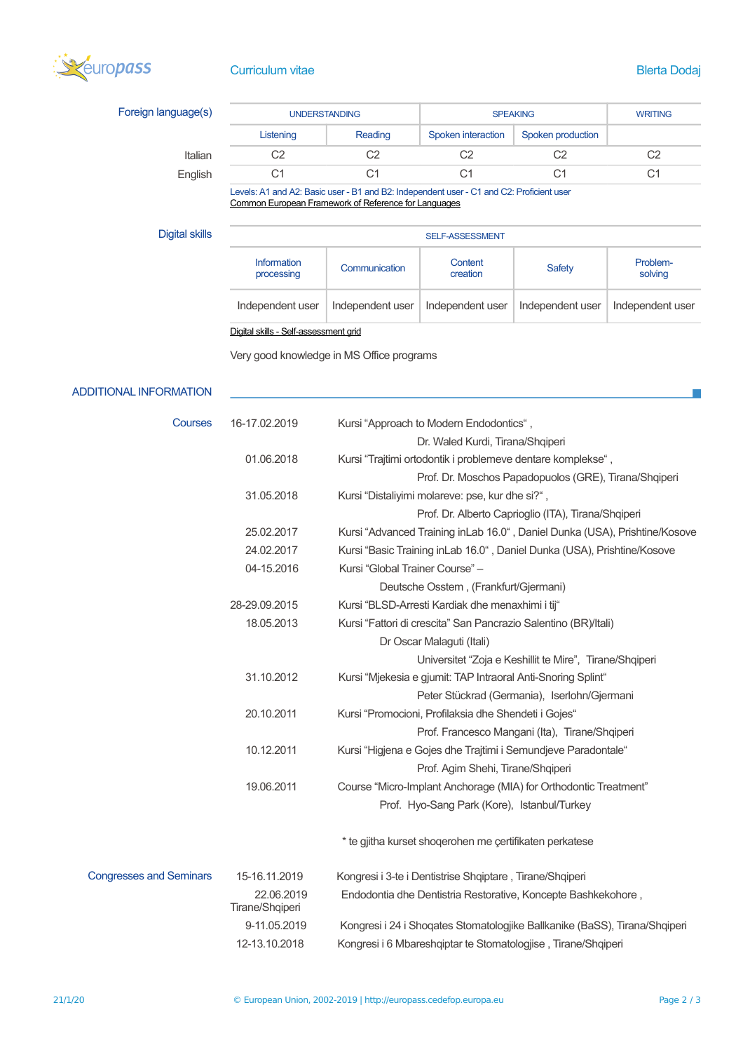## Foreign language(s)

| | UNDERSTANDING | | SPEAKING | | WRITING |
|---|---|---|---|---|---|
| | Listening | Reading | Spoken interaction | Spoken production | |
| Italian | C2 | C2 | C2 | C2 | C2 |
| English | C1 | C1 | C1 | C1 | C1 |

Levels: A1 and A2: Basic user - B1 and B2: Independent user - C1 and C2: Proficient user
Common European Framework of Reference for Languages

## Digital skills

| SELF-ASSESSMENT | | | | |
|---|---|---|---|---|
| Information processing | Communication | Content creation | Safety | Problem-solving |
| Independent user | Independent user | Independent user | Independent user | Independent user |

Digital skills - Self-assessment grid

Very good knowledge in MS Office programs

## ADDITIONAL INFORMATION

### Courses

16-17.02.2019 Kursi "Approach to Modern Endodontics" ,
Dr. Waled Kurdi, Tirana/Shqiperi

01.06.2018 Kursi "Trajtimi ortodontik i problemeve dentare komplekse" ,
Prof. Dr. Moschos Papadopuolos (GRE), Tirana/Shqiperi

31.05.2018 Kursi "Distaliyimi molareve: pse, kur dhe si?" ,
Prof. Dr. Alberto Caprioglio (ITA), Tirana/Shqiperi

25.02.2017 Kursi "Advanced Training inLab 16.0" , Daniel Dunka (USA), Prishtine/Kosove

24.02.2017 Kursi "Basic Training inLab 16.0" , Daniel Dunka (USA), Prishtine/Kosove

04-15.2016 Kursi "Global Trainer Course" –
Deutsche Osstem , (Frankfurt/Gjermani)

28-29.09.2015 Kursi "BLSD-Arresti Kardiak dhe menaxhimi i tij"

18.05.2013 Kursi "Fattori di crescita" San Pancrazio Salentino (BR)/Itali)
Dr Oscar Malaguti (Itali)
Universitet "Zoja e Keshillit te Mire", Tirane/Shqiperi

31.10.2012 Kursi "Mjekesia e gjumit: TAP Intraoral Anti-Snoring Splint"
Peter Stückrad (Germania), Iserlohn/Gjermani

20.10.2011 Kursi "Promocioni, Profilaksia dhe Shendeti i Gojes"
Prof. Francesco Mangani (Ita), Tirane/Shqiperi

10.12.2011 Kursi "Higjena e Gojes dhe Trajtimi i Semundjeve Paradontale"
Prof. Agim Shehi, Tirane/Shqiperi

19.06.2011 Course "Micro-Implant Anchorage (MIA) for Orthodontic Treatment"
Prof. Hyo-Sang Park (Kore), Istanbul/Turkey

* te gjitha kurset shoqerohen me çertifikaten perkatese

### Congresses and Seminars

15-16.11.2019 Kongresi i 3-te i Dentistrise Shqiptare , Tirane/Shqiperi

22.06.2019 Tirane/Shqiperi Endodontia dhe Dentistria Restorative, Koncepte Bashkekohore ,

9-11.05.2019 Kongresi i 24 i Shoqates Stomatologjike Ballkanike (BaSS), Tirana/Shqiperi

12-13.10.2018 Kongresi i 6 Mbareshqiptar te Stomatologjise , Tirane/Shqiperi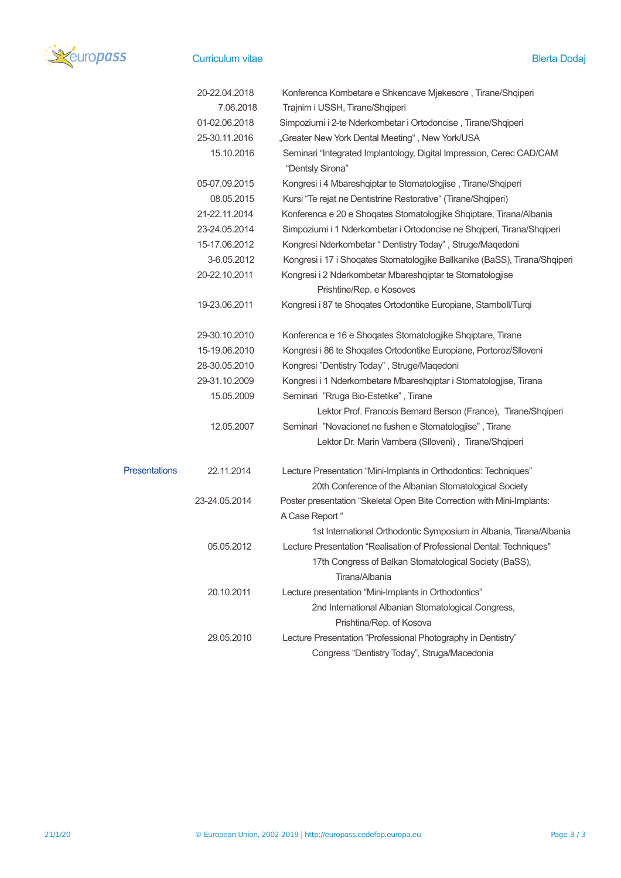| | | |
|---|---|---|
| | 20-22.04.2018 | Konferenca Kombetare e Shkencave Mjekesore , Tirane/Shqiperi |
| | 7.06.2018 | Trajnim i USSH, Tirane/Shqiperi |
| | 01-02.06.2018 | Simpoziumi i 2-te Nderkombetar i Ortodoncise , Tirane/Shqiperi |
| | 25-30.11.2016 | „Greater New York Dental Meeting“ , New York/USA |
| | 15.10.2016 | Seminari “Integrated Implantology, Digital Impression, Cerec CAD/CAM “Dentsly Sirona” |
| | 05-07.09.2015 | Kongresi i 4 Mbareshqiptar te Stomatologjise , Tirane/Shqiperi |
| | 08.05.2015 | Kursi “Te rejat ne Dentistrine Restorative“ (Tirane/Shqiperi) |
| | 21-22.11.2014 | Konferenca e 20 e Shoqates Stomatologjike Shqiptare, Tirana/Albania |
| | 23-24.05.2014 | Simpoziumi i 1 Nderkombetar i Ortodoncise ne Shqiperi, Tirana/Shqiperi |
| | 15-17.06.2012 | Kongresi Nderkombetar “ Dentistry Today” , Struge/Maqedoni |
| | 3-6.05.2012 | Kongresi i 17 i Shoqates Stomatologjike Ballkanike (BaSS), Tirana/Shqiperi |
| | 20-22.10.2011 | Kongresi i 2 Nderkombetar Mbareshqiptar te Stomatologjise Prishtine/Rep. e Kosoves |
| | 19-23.06.2011 | Kongresi i 87 te Shoqates Ortodontike Europiane, Stamboll/Turqi |
| | 29-30.10.2010 | Konferenca e 16 e Shoqates Stomatologjike Shqiptare, Tirane |
| | 15-19.06.2010 | Kongresi i 86 te Shoqates Ortodontike Europiane, Portoroz/Slloveni |
| | 28-30.05.2010 | Kongresi ”Dentistry Today” , Struge/Maqedoni |
| | 29-31.10.2009 | Kongresi i 1 Nderkombetare Mbareshqiptar i Stomatologjise, Tirana |
| | 15.05.2009 | Seminari ”Rruga Bio-Estetike” , Tirane<br>Lektor Prof. Francois Bernard Berson (France), Tirane/Shqiperi |
| | 12.05.2007 | Seminari ”Novacionet ne fushen e Stomatologjise” , Tirane<br>Lektor Dr. Marin Vambera (Slloveni) , Tirane/Shqiperi |
| Presentations | 22.11.2014 | Lecture Presentation “Mini-Implants in Orthodontics: Techniques”<br>20th Conference of the Albanian Stomatological Society |
| | 23-24.05.2014 | Poster presentation “Skeletal Open Bite Correction with Mini-Implants: A Case Report “<br>1st International Orthodontic Symposium in Albania, Tirana/Albania |
| | 05.05.2012 | Lecture Presentation “Realisation of Professional Dental: Techniques"<br>17th Congress of Balkan Stomatological Society (BaSS), Tirana/Albania |
| | 20.10.2011 | Lecture presentation “Mini-Implants in Orthodontics”<br>2nd International Albanian Stomatological Congress, Prishtina/Rep. of Kosova |
| | 29.05.2010 | Lecture Presentation “Professional Photography in Dentistry”<br>Congress “Dentistry Today”, Struga/Macedonia |